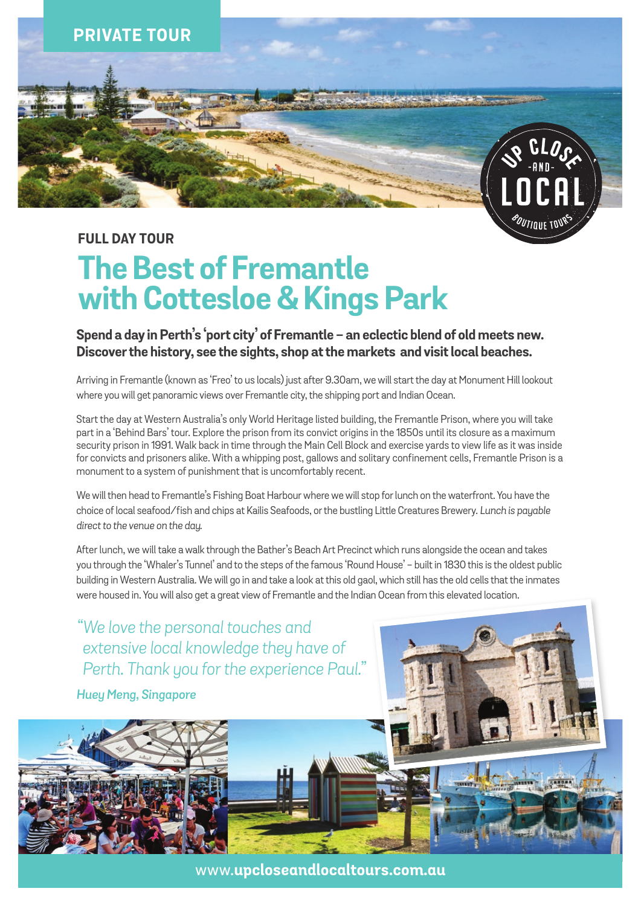PRIVATE TOUR

UP CLOSE -AND- LOCAL BOUTIQUE TOURS

### FULL DAY TOUR

# The Best of Fremantle with Cottesloe & Kings Park

**Spend a day in Perth's 'port city' of Fremantle – an eclectic blend of old meets new. Discover the history, see the sights, shop at the markets and visit local beaches.**

Arriving in Fremantle (known as 'Freo' to us locals) just after 9.30am, we will start the day at Monument Hill lookout where you will get panoramic views over Fremantle city, the shipping port and Indian Ocean.

Start the day at Western Australia's only World Heritage listed building, the Fremantle Prison, where you will take part in a 'Behind Bars' tour. Explore the prison from its convict origins in the 1850s until its closure as a maximum security prison in 1991. Walk back in time through the Main Cell Block and exercise yards to view life as it was inside for convicts and prisoners alike. With a whipping post, gallows and solitary confinement cells, Fremantle Prison is a monument to a system of punishment that is uncomfortably recent.

We will then head to Fremantle's Fishing Boat Harbour where we will stop for lunch on the waterfront. You have the choice of local seafood/fish and chips at Kailis Seafoods, or the bustling Little Creatures Brewery. *Lunch is payable direct to the venue on the day.*

After lunch, we will take a walk through the Bather's Beach Art Precinct which runs alongside the ocean and takes you through the 'Whaler's Tunnel' and to the steps of the famous 'Round House' – built in 1830 this is the oldest public building in Western Australia. We will go in and take a look at this old gaol, which still has the old cells that the inmates were housed in. You will also get a great view of Fremantle and the Indian Ocean from this elevated location.

*"We love the personal touches and extensive local knowledge they have of Perth. Thank you for the experience Paul."*

***Huey Meng, Singapore***

www.**upcloseandlocaltours.com.au**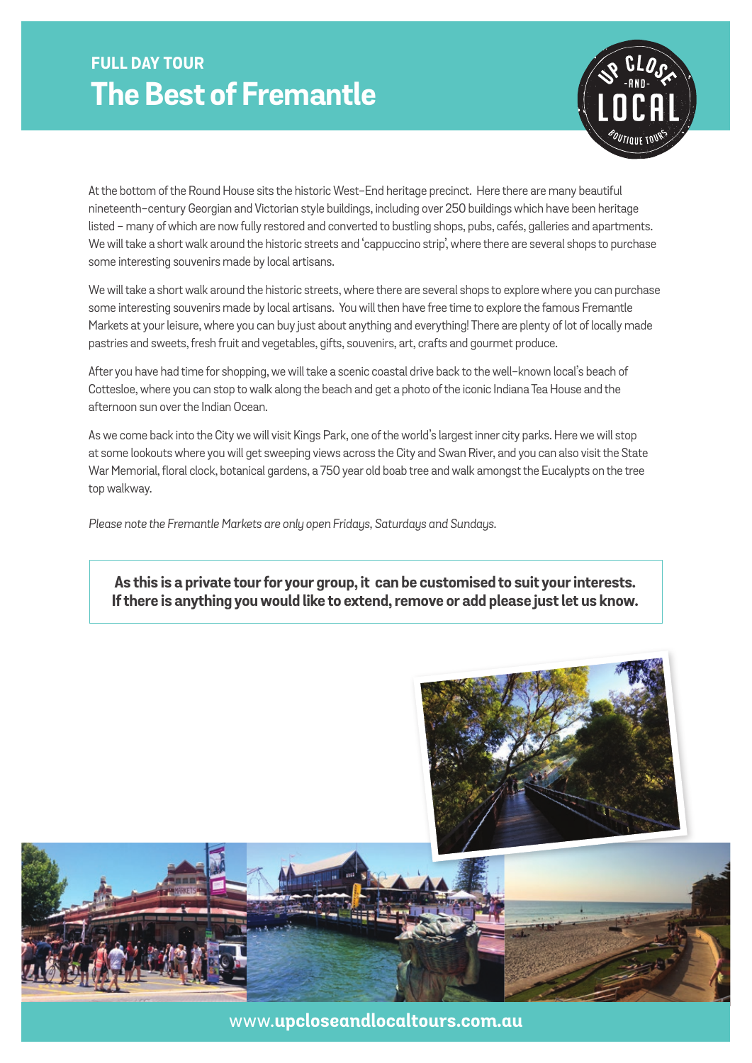**FULL DAY TOUR**

# The Best of Fremantle

At the bottom of the Round House sits the historic West–End heritage precinct. Here there are many beautiful nineteenth–century Georgian and Victorian style buildings, including over 250 buildings which have been heritage listed – many of which are now fully restored and converted to bustling shops, pubs, cafés, galleries and apartments. We will take a short walk around the historic streets and 'cappuccino strip', where there are several shops to purchase some interesting souvenirs made by local artisans.

We will take a short walk around the historic streets, where there are several shops to explore where you can purchase some interesting souvenirs made by local artisans. You will then have free time to explore the famous Fremantle Markets at your leisure, where you can buy just about anything and everything! There are plenty of lot of locally made pastries and sweets, fresh fruit and vegetables, gifts, souvenirs, art, crafts and gourmet produce.

After you have had time for shopping, we will take a scenic coastal drive back to the well–known local's beach of Cottesloe, where you can stop to walk along the beach and get a photo of the iconic Indiana Tea House and the afternoon sun over the Indian Ocean.

As we come back into the City we will visit Kings Park, one of the world's largest inner city parks. Here we will stop at some lookouts where you will get sweeping views across the City and Swan River, and you can also visit the State War Memorial, floral clock, botanical gardens, a 750 year old boab tree and walk amongst the Eucalypts on the tree top walkway.

*Please note the Fremantle Markets are only open Fridays, Saturdays and Sundays.*

**As this is a private tour for your group, it can be customised to suit your interests. If there is anything you would like to extend, remove or add please just let us know.**

www.**upcloseandlocaltours.com.au**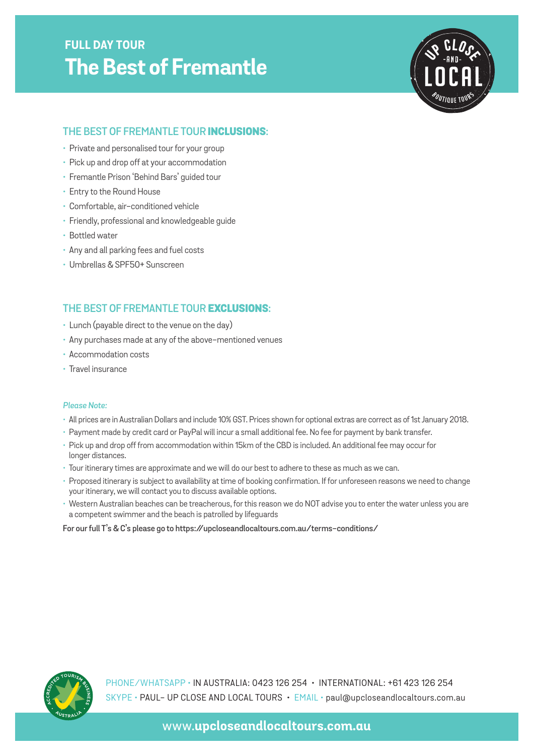FULL DAY TOUR

# The Best of Fremantle

UP CLOSE -AND- LOCAL BOUTIQUE TOURS

## THE BEST OF FREMANTLE TOUR **INCLUSIONS**:

- Private and personalised tour for your group
- Pick up and drop off at your accommodation
- Fremantle Prison 'Behind Bars' guided tour
- Entry to the Round House
- Comfortable, air-conditioned vehicle
- Friendly, professional and knowledgeable guide
- Bottled water
- Any and all parking fees and fuel costs
- Umbrellas & SPF50+ Sunscreen

## THE BEST OF FREMANTLE TOUR **EXCLUSIONS**:

- Lunch (payable direct to the venue on the day)
- Any purchases made at any of the above-mentioned venues
- Accommodation costs
- Travel insurance

***Please Note:***

- All prices are in Australian Dollars and include 10% GST. Prices shown for optional extras are correct as of 1st January 2018.
- Payment made by credit card or PayPal will incur a small additional fee. No fee for payment by bank transfer.
- Pick up and drop off from accommodation within 15km of the CBD is included. An additional fee may occur for longer distances.
- Tour itinerary times are approximate and we will do our best to adhere to these as much as we can.
- Proposed itinerary is subject to availability at time of booking confirmation. If for unforeseen reasons we need to change your itinerary, we will contact you to discuss available options.
- Western Australian beaches can be treacherous, for this reason we do NOT advise you to enter the water unless you are a competent swimmer and the beach is patrolled by lifeguards

**For our full T's & C's please go to https://upcloseandlocaltours.com.au/terms-conditions/**

ACCREDITED TOURISM BUSINESS AUSTRALIA

PHONE/WHATSAPP • IN AUSTRALIA: 0423 126 254 • INTERNATIONAL: +61 423 126 254
SKYPE • PAUL- UP CLOSE AND LOCAL TOURS • EMAIL • paul@upcloseandlocaltours.com.au

www.**upcloseandlocaltours.com.au**